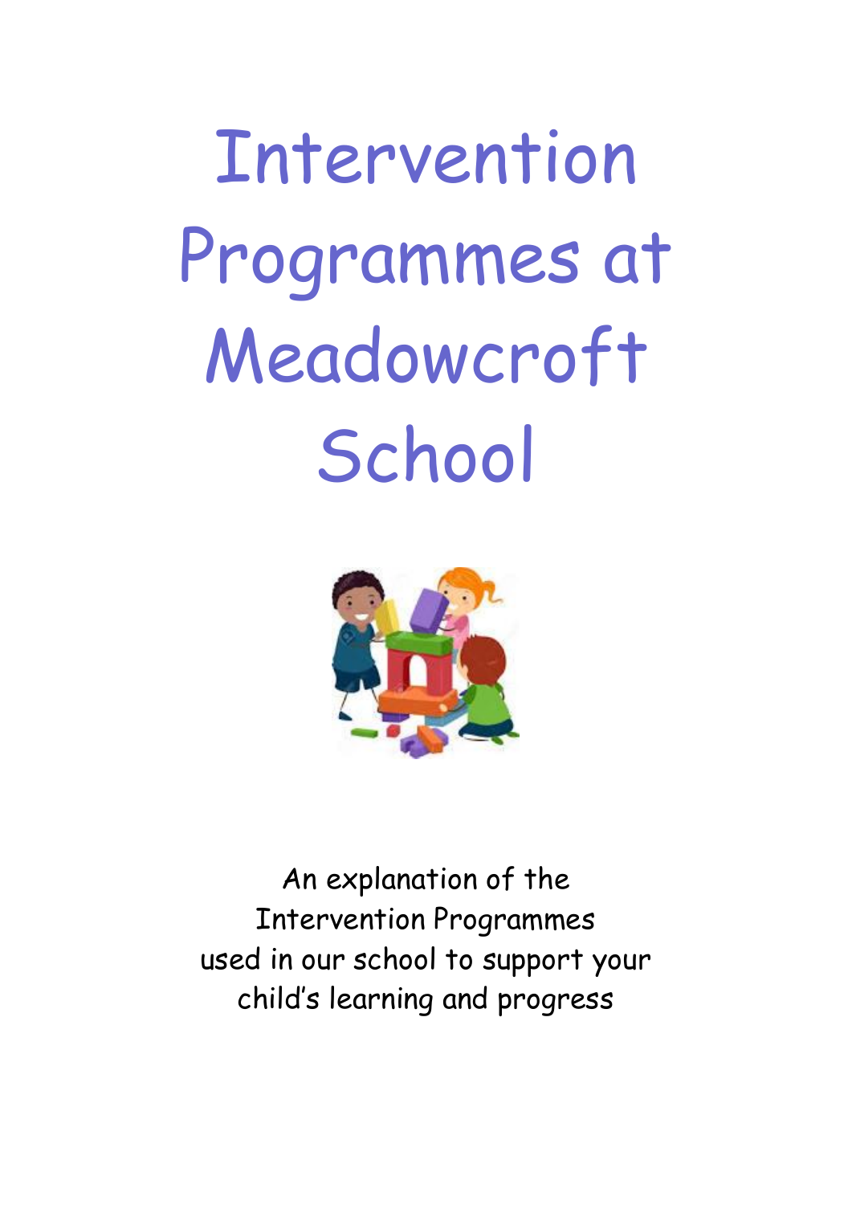# Intervention Programmes at Meadowcroft School

An explanation of the Intervention Programmes used in our school to support your child's learning and progress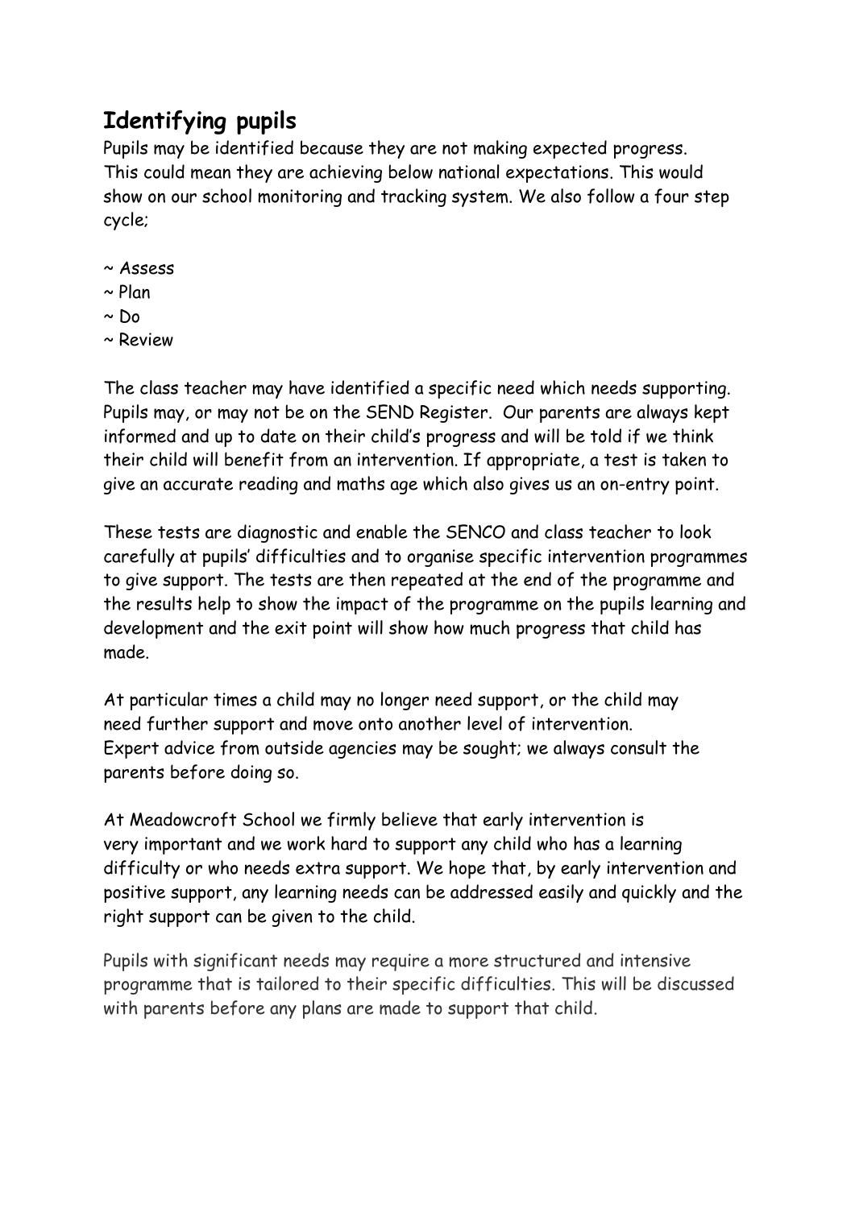## Identifying pupils

Pupils may be identified because they are not making expected progress. This could mean they are achieving below national expectations. This would show on our school monitoring and tracking system. We also follow a four step cycle;

~ Assess
~ Plan
~ Do
~ Review

The class teacher may have identified a specific need which needs supporting. Pupils may, or may not be on the SEND Register. Our parents are always kept informed and up to date on their child's progress and will be told if we think their child will benefit from an intervention. If appropriate, a test is taken to give an accurate reading and maths age which also gives us an on-entry point.

These tests are diagnostic and enable the SENCO and class teacher to look carefully at pupils' difficulties and to organise specific intervention programmes to give support. The tests are then repeated at the end of the programme and the results help to show the impact of the programme on the pupils learning and development and the exit point will show how much progress that child has made.

At particular times a child may no longer need support, or the child may need further support and move onto another level of intervention. Expert advice from outside agencies may be sought; we always consult the parents before doing so.

At Meadowcroft School we firmly believe that early intervention is very important and we work hard to support any child who has a learning difficulty or who needs extra support. We hope that, by early intervention and positive support, any learning needs can be addressed easily and quickly and the right support can be given to the child.

Pupils with significant needs may require a more structured and intensive programme that is tailored to their specific difficulties. This will be discussed with parents before any plans are made to support that child.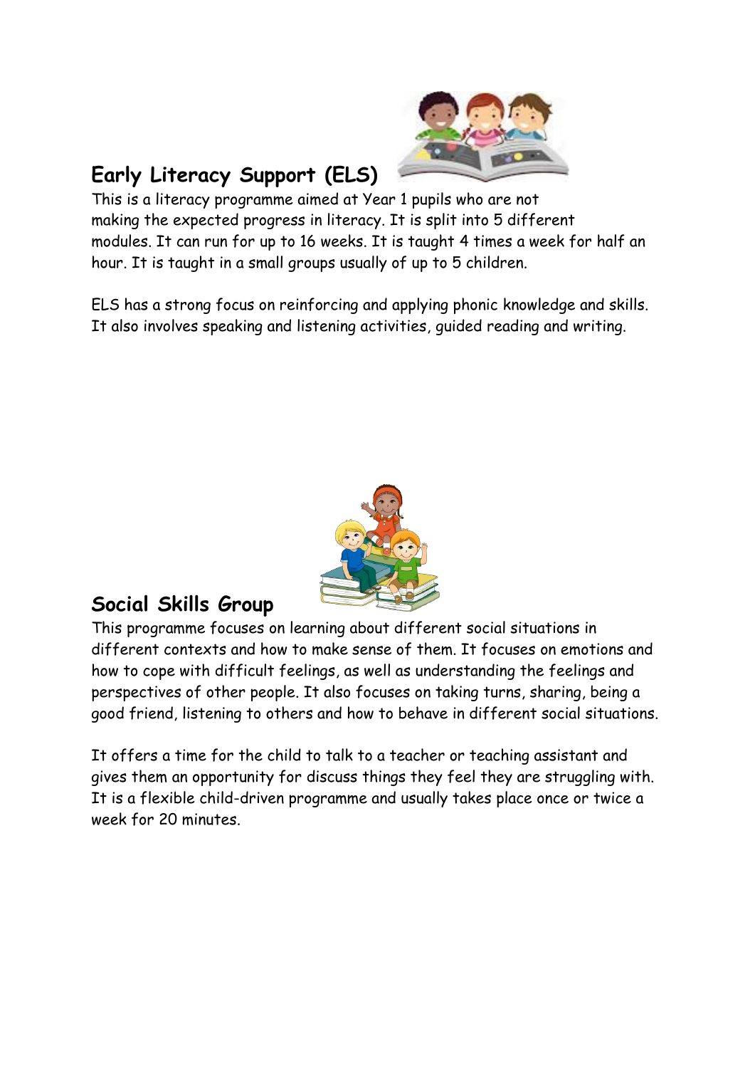## Early Literacy Support (ELS)

This is a literacy programme aimed at Year 1 pupils who are not making the expected progress in literacy. It is split into 5 different modules. It can run for up to 16 weeks. It is taught 4 times a week for half an hour. It is taught in a small groups usually of up to 5 children.

ELS has a strong focus on reinforcing and applying phonic knowledge and skills. It also involves speaking and listening activities, guided reading and writing.

## Social Skills Group

This programme focuses on learning about different social situations in different contexts and how to make sense of them. It focuses on emotions and how to cope with difficult feelings, as well as understanding the feelings and perspectives of other people. It also focuses on taking turns, sharing, being a good friend, listening to others and how to behave in different social situations.

It offers a time for the child to talk to a teacher or teaching assistant and gives them an opportunity for discuss things they feel they are struggling with. It is a flexible child-driven programme and usually takes place once or twice a week for 20 minutes.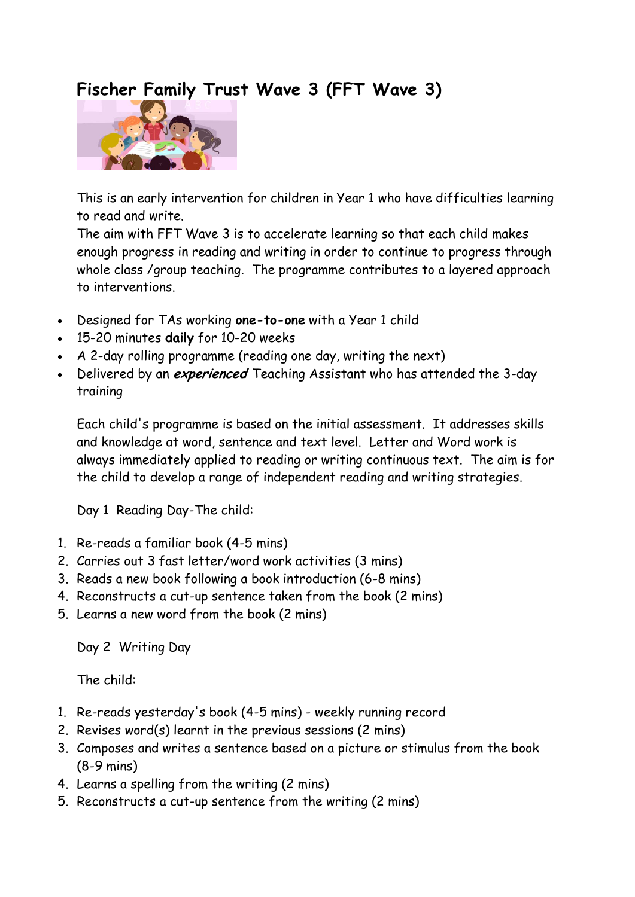# Fischer Family Trust Wave 3 (FFT Wave 3)

This is an early intervention for children in Year 1 who have difficulties learning to read and write.
The aim with FFT Wave 3 is to accelerate learning so that each child makes enough progress in reading and writing in order to continue to progress through whole class /group teaching. The programme contributes to a layered approach to interventions.

- Designed for TAs working **one-to-one** with a Year 1 child
- 15-20 minutes **daily** for 10-20 weeks
- A 2-day rolling programme (reading one day, writing the next)
- Delivered by an ***experienced*** Teaching Assistant who has attended the 3-day training

Each child's programme is based on the initial assessment. It addresses skills and knowledge at word, sentence and text level. Letter and Word work is always immediately applied to reading or writing continuous text. The aim is for the child to develop a range of independent reading and writing strategies.

Day 1 Reading Day-The child:

1. Re-reads a familiar book (4-5 mins)
2. Carries out 3 fast letter/word work activities (3 mins)
3. Reads a new book following a book introduction (6-8 mins)
4. Reconstructs a cut-up sentence taken from the book (2 mins)
5. Learns a new word from the book (2 mins)

Day 2 Writing Day

The child:

1. Re-reads yesterday's book (4-5 mins) - weekly running record
2. Revises word(s) learnt in the previous sessions (2 mins)
3. Composes and writes a sentence based on a picture or stimulus from the book (8-9 mins)
4. Learns a spelling from the writing (2 mins)
5. Reconstructs a cut-up sentence from the writing (2 mins)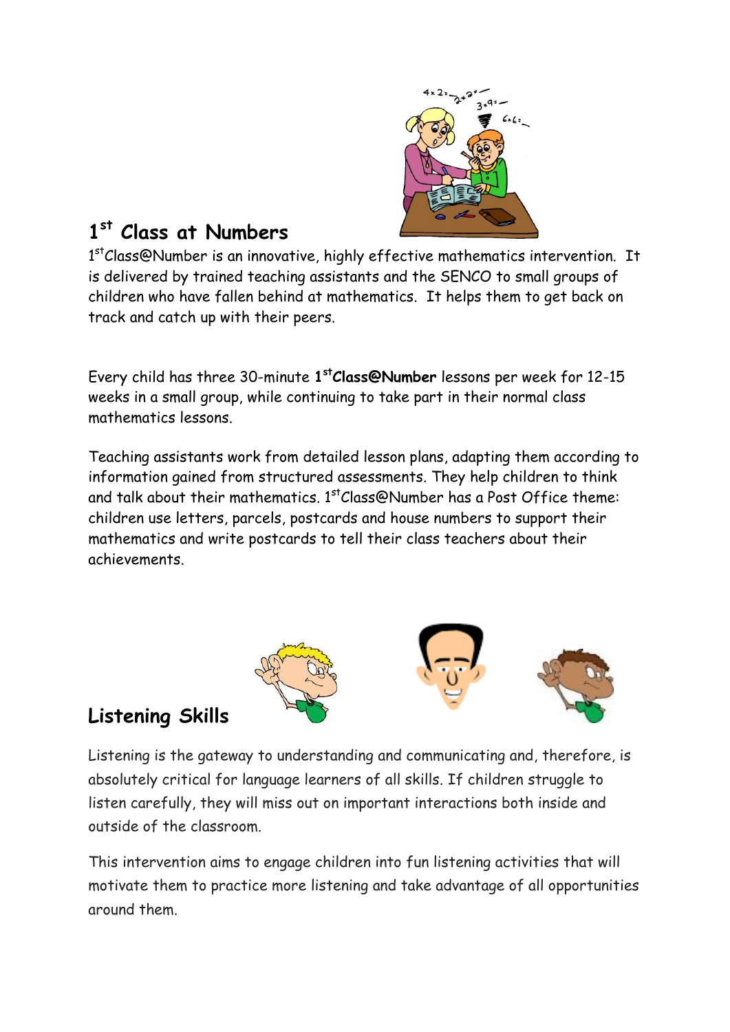## 1st Class at Numbers

1stClass@Number is an innovative, highly effective mathematics intervention. It is delivered by trained teaching assistants and the SENCO to small groups of children who have fallen behind at mathematics. It helps them to get back on track and catch up with their peers.

Every child has three 30-minute **1stClass@Number** lessons per week for 12-15 weeks in a small group, while continuing to take part in their normal class mathematics lessons.

Teaching assistants work from detailed lesson plans, adapting them according to information gained from structured assessments. They help children to think and talk about their mathematics. 1stClass@Number has a Post Office theme: children use letters, parcels, postcards and house numbers to support their mathematics and write postcards to tell their class teachers about their achievements.

## Listening Skills

Listening is the gateway to understanding and communicating and, therefore, is absolutely critical for language learners of all skills. If children struggle to listen carefully, they will miss out on important interactions both inside and outside of the classroom.

This intervention aims to engage children into fun listening activities that will motivate them to practice more listening and take advantage of all opportunities around them.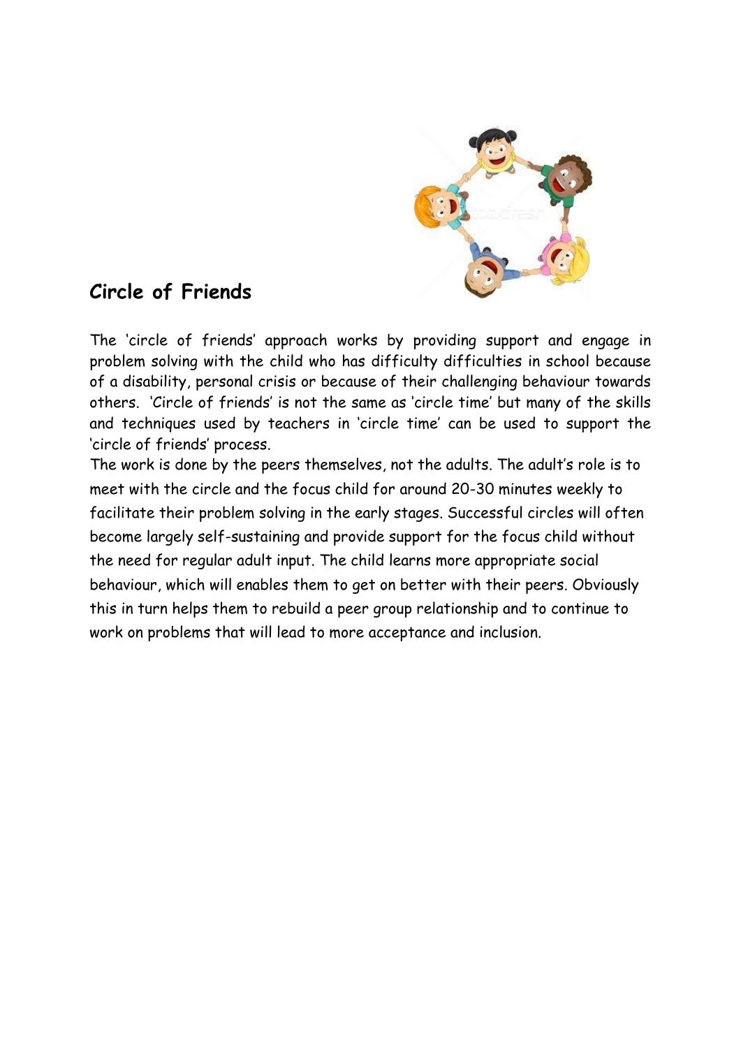## Circle of Friends

The 'circle of friends' approach works by providing support and engage in problem solving with the child who has difficulty difficulties in school because of a disability, personal crisis or because of their challenging behaviour towards others. 'Circle of friends' is not the same as 'circle time' but many of the skills and techniques used by teachers in 'circle time' can be used to support the 'circle of friends' process.

The work is done by the peers themselves, not the adults. The adult's role is to meet with the circle and the focus child for around 20-30 minutes weekly to facilitate their problem solving in the early stages. Successful circles will often become largely self-sustaining and provide support for the focus child without the need for regular adult input. The child learns more appropriate social behaviour, which will enables them to get on better with their peers. Obviously this in turn helps them to rebuild a peer group relationship and to continue to work on problems that will lead to more acceptance and inclusion.